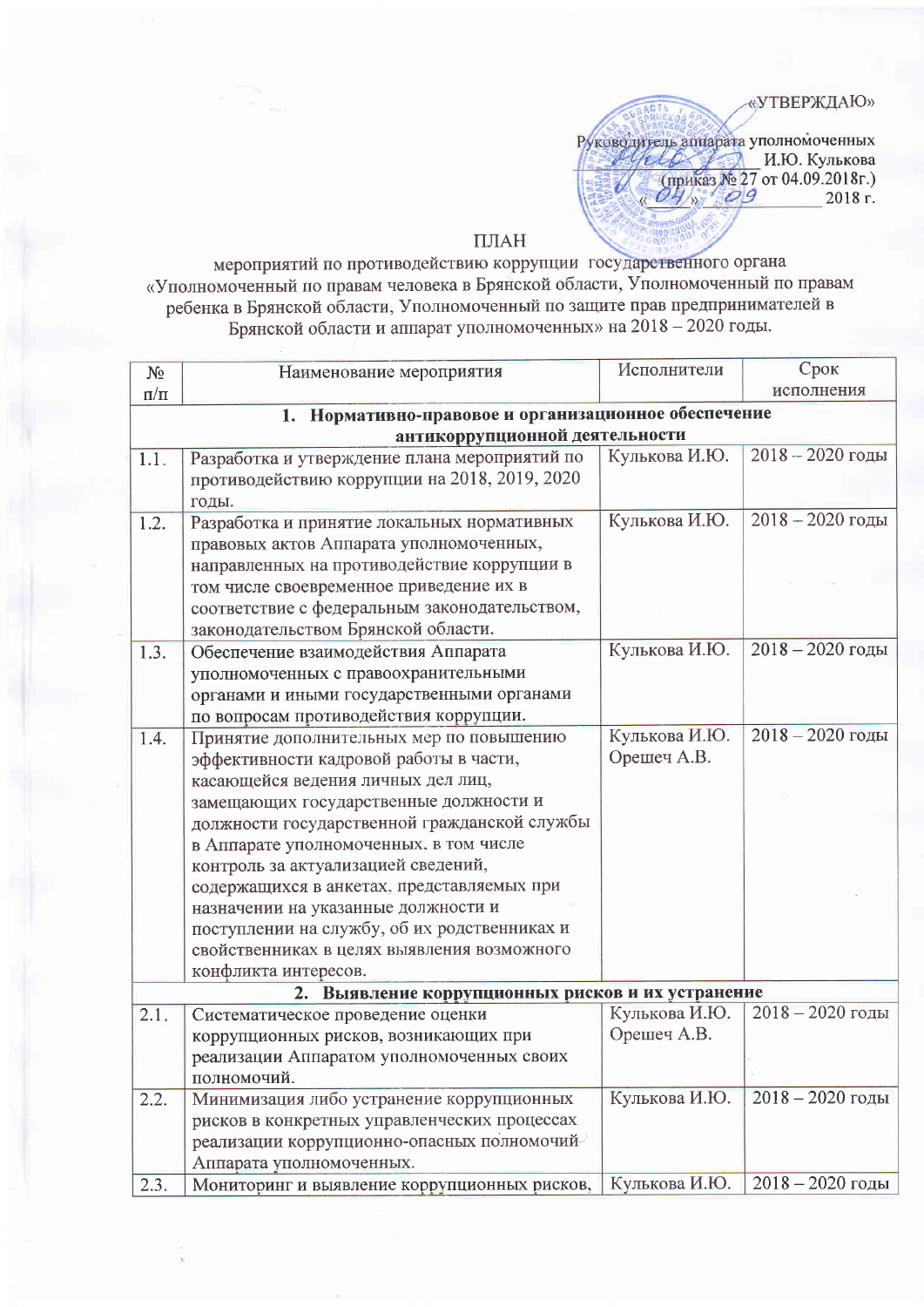«УТВЕРЖДАЮ»

Руководитель аппарата уполномоченных
_______________ И.Ю. Кулькова
(приказ № 27 от 04.09.2018г.)
« 04 » 09 2018 г.

ПЛАН

мероприятий по противодействию коррупции государственного органа «Уполномоченный по правам человека в Брянской области, Уполномоченный по правам ребенка в Брянской области, Уполномоченный по защите прав предпринимателей в Брянской области и аппарат уполномоченных» на 2018 – 2020 годы.

| № п/п | Наименование мероприятия | Исполнители | Срок исполнения |
|---|---|---|---|
| **1. Нормативно-правовое и организационное обеспечение антикоррупционной деятельности** | | | |
| 1.1. | Разработка и утверждение плана мероприятий по противодействию коррупции на 2018, 2019, 2020 годы. | Кулькова И.Ю. | 2018 – 2020 годы |
| 1.2. | Разработка и принятие локальных нормативных правовых актов Аппарата уполномоченных, направленных на противодействие коррупции в том числе своевременное приведение их в соответствие с федеральным законодательством, законодательством Брянской области. | Кулькова И.Ю. | 2018 – 2020 годы |
| 1.3. | Обеспечение взаимодействия Аппарата уполномоченных с правоохранительными органами и иными государственными органами по вопросам противодействия коррупции. | Кулькова И.Ю. | 2018 – 2020 годы |
| 1.4. | Принятие дополнительных мер по повышению эффективности кадровой работы в части, касающейся ведения личных дел лиц, замещающих государственные должности и должности государственной гражданской службы в Аппарате уполномоченных, в том числе контроль за актуализацией сведений, содержащихся в анкетах, представляемых при назначении на указанные должности и поступлении на службу, об их родственниках и свойственниках в целях выявления возможного конфликта интересов. | Кулькова И.Ю. Орешеч А.В. | 2018 – 2020 годы |
| **2. Выявление коррупционных рисков и их устранение** | | | |
| 2.1. | Систематическое проведение оценки коррупционных рисков, возникающих при реализации Аппаратом уполномоченных своих полномочий. | Кулькова И.Ю. Орешеч А.В. | 2018 – 2020 годы |
| 2.2. | Минимизация либо устранение коррупционных рисков в конкретных управленческих процессах реализации коррупционно-опасных полномочий Аппарата уполномоченных. | Кулькова И.Ю. | 2018 – 2020 годы |
| 2.3. | Мониторинг и выявление коррупционных рисков, | Кулькова И.Ю. | 2018 – 2020 годы |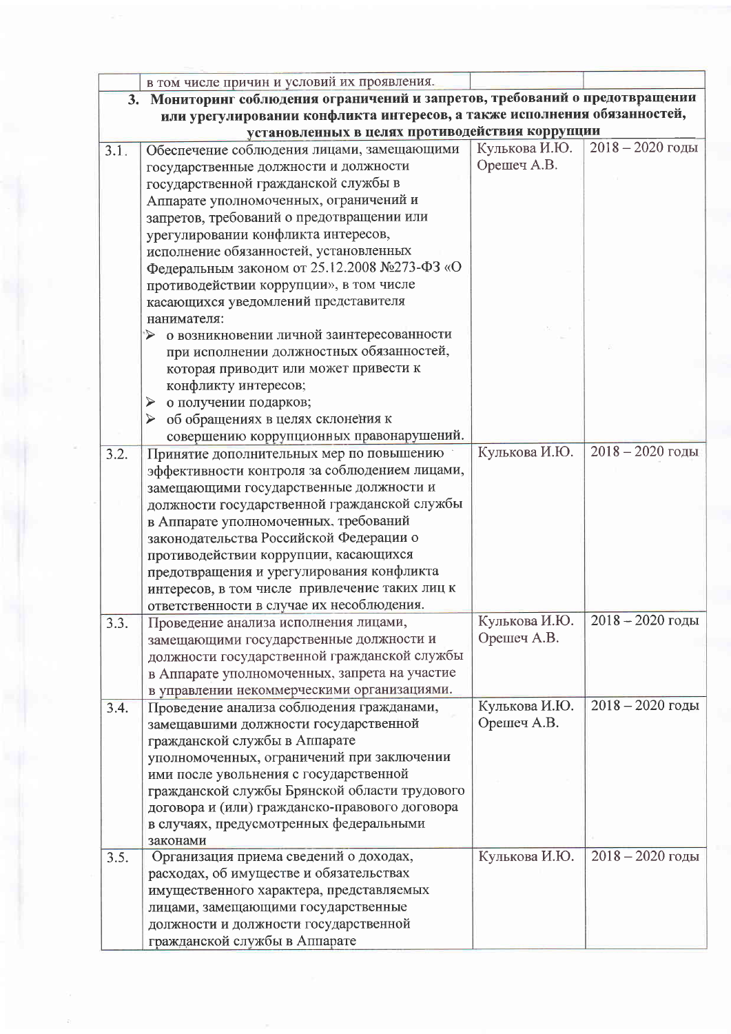| | | | |
|---|---|---|---|
| | в том числе причин и условий их проявления. | | |
| **3. Мониторинг соблюдения ограничений и запретов, требований о предотвращении или урегулировании конфликта интересов, а также исполнения обязанностей, установленных в целях противодействия коррупции** | | | |
| 3.1. | Обеспечение соблюдения лицами, замещающими государственные должности и должности государственной гражданской службы в Аппарате уполномоченных, ограничений и запретов, требований о предотвращении или урегулировании конфликта интересов, исполнение обязанностей, установленных Федеральным законом от 25.12.2008 №273-ФЗ «О противодействии коррупции», в том числе касающихся уведомлений представителя нанимателя:<br>➢ о возникновении личной заинтересованности при исполнении должностных обязанностей, которая приводит или может привести к конфликту интересов;<br>➢ о получении подарков;<br>➢ об обращениях в целях склонения к совершению коррупционных правонарушений. | Кулькова И.Ю.<br>Орешеч А.В. | 2018 – 2020 годы |
| 3.2. | Принятие дополнительных мер по повышению эффективности контроля за соблюдением лицами, замещающими государственные должности и должности государственной гражданской службы в Аппарате уполномоченных, требований законодательства Российской Федерации о противодействии коррупции, касающихся предотвращения и урегулирования конфликта интересов, в том числе привлечение таких лиц к ответственности в случае их несоблюдения. | Кулькова И.Ю. | 2018 – 2020 годы |
| 3.3. | Проведение анализа исполнения лицами, замещающими государственные должности и должности государственной гражданской службы в Аппарате уполномоченных, запрета на участие в управлении некоммерческими организациями. | Кулькова И.Ю.<br>Орешеч А.В. | 2018 – 2020 годы |
| 3.4. | Проведение анализа соблюдения гражданами, замещавшими должности государственной гражданской службы в Аппарате уполномоченных, ограничений при заключении ими после увольнения с государственной гражданской службы Брянской области трудового договора и (или) гражданско-правового договора в случаях, предусмотренных федеральными законами | Кулькова И.Ю.<br>Орешеч А.В. | 2018 – 2020 годы |
| 3.5. | Организация приема сведений о доходах, расходах, об имуществе и обязательствах имущественного характера, представляемых лицами, замещающими государственные должности и должности государственной гражданской службы в Аппарате | Кулькова И.Ю. | 2018 – 2020 годы |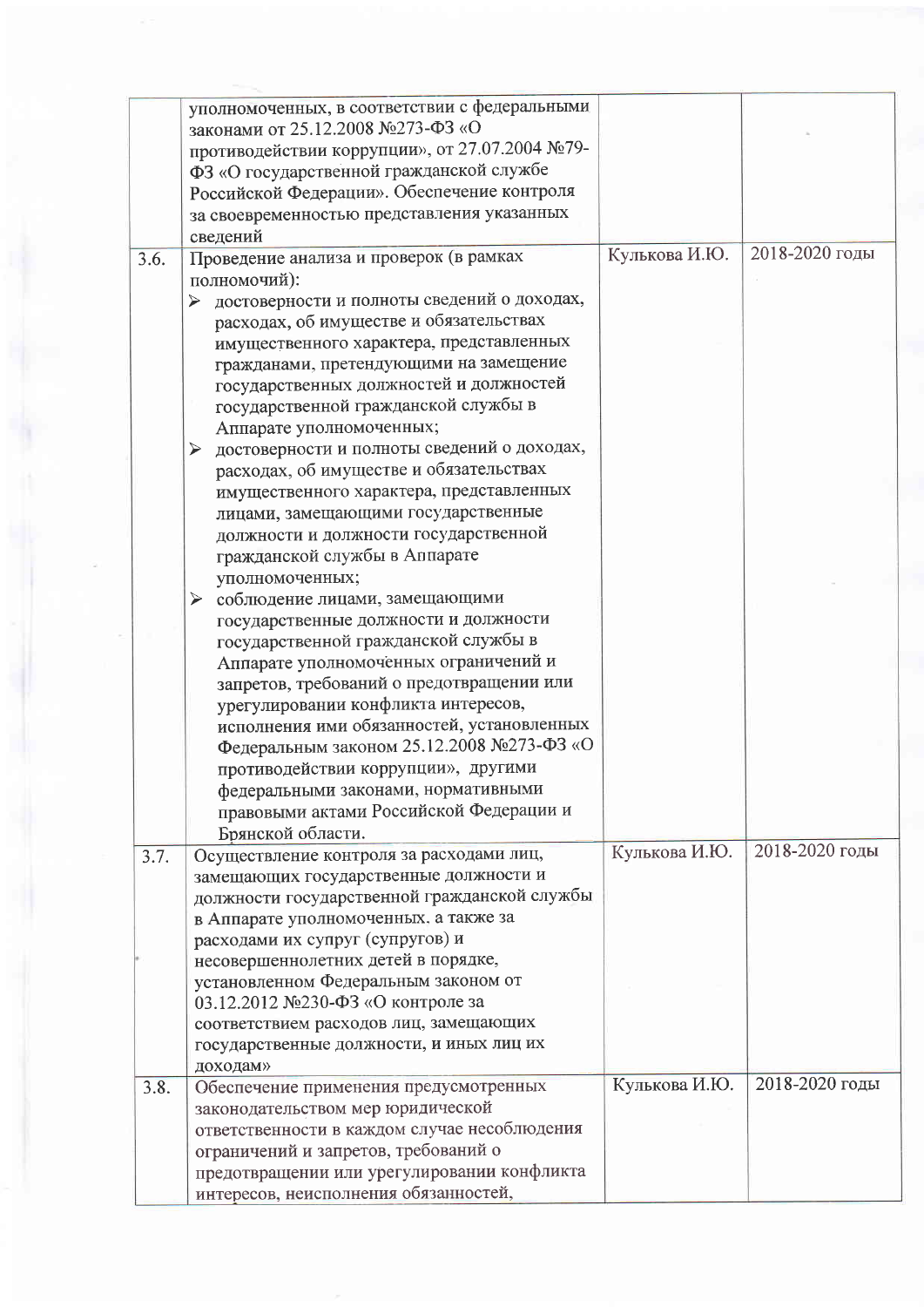| | | | |
|---|---|---|---|
| | уполномоченных, в соответствии с федеральными законами от 25.12.2008 №273-ФЗ «О противодействии коррупции», от 27.07.2004 №79-ФЗ «О государственной гражданской службе Российской Федерации». Обеспечение контроля за своевременностью представления указанных сведений | | |
| 3.6. | Проведение анализа и проверок (в рамках полномочий):<br>➢ достоверности и полноты сведений о доходах, расходах, об имуществе и обязательствах имущественного характера, представленных гражданами, претендующими на замещение государственных должностей и должностей государственной гражданской службы в Аппарате уполномоченных;<br>➢ достоверности и полноты сведений о доходах, расходах, об имуществе и обязательствах имущественного характера, представленных лицами, замещающими государственные должности и должности государственной гражданской службы в Аппарате уполномоченных;<br>➢ соблюдение лицами, замещающими государственные должности и должности государственной гражданской службы в Аппарате уполномоченных ограничений и запретов, требований о предотвращении или урегулировании конфликта интересов, исполнения ими обязанностей, установленных Федеральным законом 25.12.2008 №273-ФЗ «О противодействии коррупции», другими федеральными законами, нормативными правовыми актами Российской Федерации и Брянской области. | Кулькова И.Ю. | 2018-2020 годы |
| 3.7. | Осуществление контроля за расходами лиц, замещающих государственные должности и должности государственной гражданской службы в Аппарате уполномоченных, а также за расходами их супруг (супругов) и несовершеннолетних детей в порядке, установленном Федеральным законом от 03.12.2012 №230-ФЗ «О контроле за соответствием расходов лиц, замещающих государственные должности, и иных лиц их доходам» | Кулькова И.Ю. | 2018-2020 годы |
| 3.8. | Обеспечение применения предусмотренных законодательством мер юридической ответственности в каждом случае несоблюдения ограничений и запретов, требований о предотвращении или урегулировании конфликта интересов, неисполнения обязанностей, | Кулькова И.Ю. | 2018-2020 годы |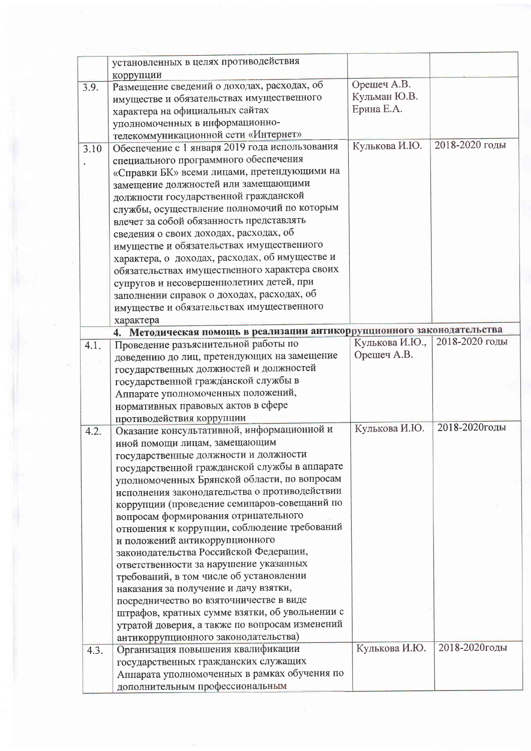| | | | |
|---|---|---|---|
| | установленных в целях противодействия коррупции | | |
| 3.9. | Размещение сведений о доходах, расходах, об имуществе и обязательствах имущественного характера на официальных сайтах уполномоченных в информационно-телекоммуникационной сети «Интернет» | Орешеч А.В. Кульман Ю.В. Ерина Е.А. | |
| 3.10. | Обеспечение с 1 января 2019 года использования специального программного обеспечения «Справки БК» всеми лицами, претендующими на замещение должностей или замещающими должности государственной гражданской службы, осуществление полномочий по которым влечет за собой обязанность представлять сведения о своих доходах, расходах, об имуществе и обязательствах имущественного характера, о доходах, расходах, об имуществе и обязательствах имущественного характера своих супругов и несовершеннолетних детей, при заполнении справок о доходах, расходах, об имуществе и обязательствах имущественного характера | Кулькова И.Ю. | 2018-2020 годы |
| | **4. Методическая помощь в реализации антикоррупционного законодательства** | | |
| 4.1. | Проведение разъяснительной работы по доведению до лиц, претендующих на замещение государственных должностей и должностей государственной гражданской службы в Аппарате уполномоченных положений, нормативных правовых актов в сфере противодействия коррупции | Кулькова И.Ю., Орешеч А.В. | 2018-2020 годы |
| 4.2. | Оказание консультативной, информационной и иной помощи лицам, замещающим государственные должности и должности государственной гражданской службы в аппарате уполномоченных Брянской области, по вопросам исполнения законодательства о противодействии коррупции (проведение семинаров-совещаний по вопросам формирования отрицательного отношения к коррупции, соблюдение требований и положений антикоррупционного законодательства Российской Федерации, ответственности за нарушение указанных требований, в том числе об установлении наказания за получение и дачу взятки, посредничество во взяточничестве в виде штрафов, кратных сумме взятки, об увольнении с утратой доверия, а также по вопросам изменений антикоррупционного законодательства) | Кулькова И.Ю. | 2018-2020годы |
| 4.3. | Организация повышения квалификации государственных гражданских служащих Аппарата уполномоченных в рамках обучения по дополнительным профессиональным | Кулькова И.Ю. | 2018-2020годы |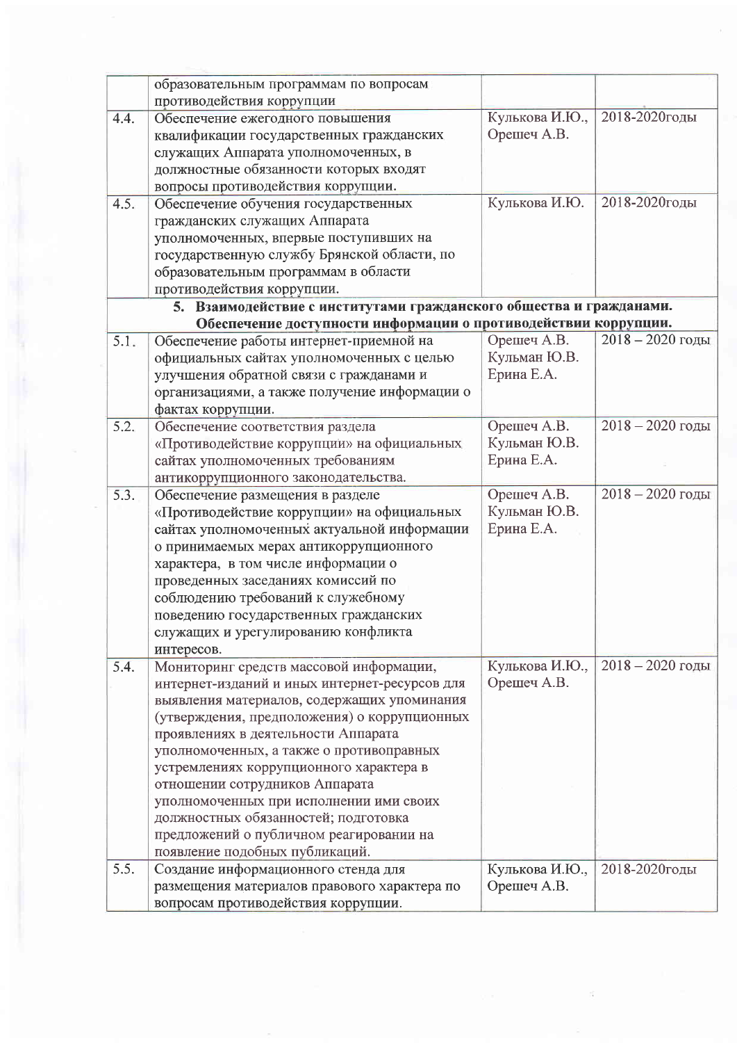| | | | |
|---|---|---|---|
| | образовательным программам по вопросам противодействия коррупции | | |
| 4.4. | Обеспечение ежегодного повышения квалификации государственных гражданских служащих Аппарата уполномоченных, в должностные обязанности которых входят вопросы противодействия коррупции. | Кулькова И.Ю., Орешеч А.В. | 2018-2020годы |
| 4.5. | Обеспечение обучения государственных гражданских служащих Аппарата уполномоченных, впервые поступивших на государственную службу Брянской области, по образовательным программам в области противодействия коррупции. | Кулькова И.Ю. | 2018-2020годы |
| | **5. Взаимодействие с институтами гражданского общества и гражданами. Обеспечение доступности информации о противодействии коррупции.** | | |
| 5.1. | Обеспечение работы интернет-приемной на официальных сайтах уполномоченных с целью улучшения обратной связи с гражданами и организациями, а также получение информации о фактах коррупции. | Орешеч А.В. Кульман Ю.В. Ерина Е.А. | 2018 – 2020 годы |
| 5.2. | Обеспечение соответствия раздела «Противодействие коррупции» на официальных сайтах уполномоченных требованиям антикоррупционного законодательства. | Орешеч А.В. Кульман Ю.В. Ерина Е.А. | 2018 – 2020 годы |
| 5.3. | Обеспечение размещения в разделе «Противодействие коррупции» на официальных сайтах уполномоченных актуальной информации о принимаемых мерах антикоррупционного характера, в том числе информации о проведенных заседаниях комиссий по соблюдению требований к служебному поведению государственных гражданских служащих и урегулированию конфликта интересов. | Орешеч А.В. Кульман Ю.В. Ерина Е.А. | 2018 – 2020 годы |
| 5.4. | Мониторинг средств массовой информации, интернет-изданий и иных интернет-ресурсов для выявления материалов, содержащих упоминания (утверждения, предположения) о коррупционных проявлениях в деятельности Аппарата уполномоченных, а также о противоправных устремлениях коррупционного характера в отношении сотрудников Аппарата уполномоченных при исполнении ими своих должностных обязанностей; подготовка предложений о публичном реагировании на появление подобных публикаций. | Кулькова И.Ю., Орешеч А.В. | 2018 – 2020 годы |
| 5.5. | Создание информационного стенда для размещения материалов правового характера по вопросам противодействия коррупции. | Кулькова И.Ю., Орешеч А.В. | 2018-2020годы |